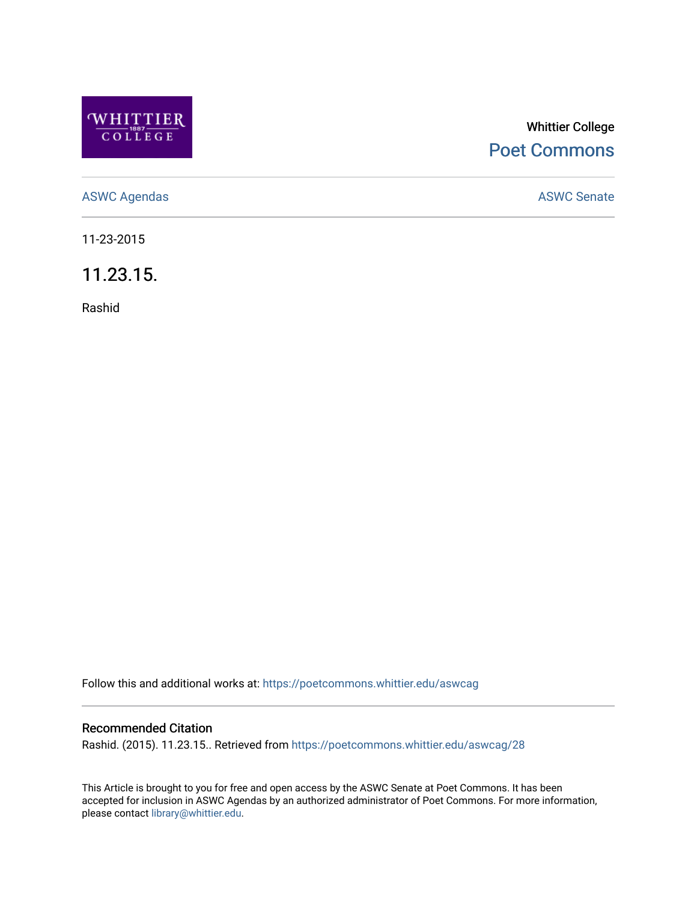Whittier College

Poet Commons

ASWC Agendas

ASWC Senate

11-23-2015

# 11.23.15.

Rashid

Follow this and additional works at: https://poetcommons.whittier.edu/aswcag

## Recommended Citation

Rashid. (2015). 11.23.15.. Retrieved from https://poetcommons.whittier.edu/aswcag/28

This Article is brought to you for free and open access by the ASWC Senate at Poet Commons. It has been accepted for inclusion in ASWC Agendas by an authorized administrator of Poet Commons. For more information, please contact library@whittier.edu.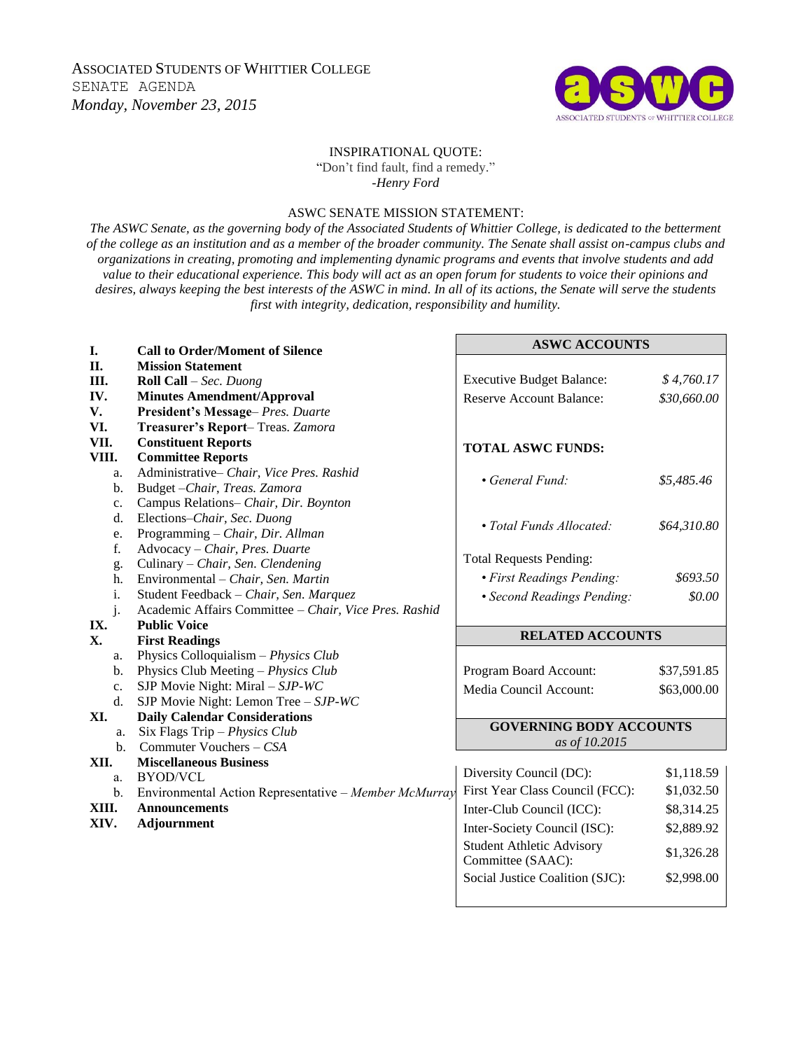ASSOCIATED STUDENTS OF WHITTIER COLLEGE
SENATE AGENDA
*Monday, November 23, 2015*

INSPIRATIONAL QUOTE:
"Don't find fault, find a remedy."
*-Henry Ford*

ASWC SENATE MISSION STATEMENT:

*The ASWC Senate, as the governing body of the Associated Students of Whittier College, is dedicated to the betterment of the college as an institution and as a member of the broader community. The Senate shall assist on-campus clubs and organizations in creating, promoting and implementing dynamic programs and events that involve students and add value to their educational experience. This body will act as an open forum for students to voice their opinions and desires, always keeping the best interests of the ASWC in mind. In all of its actions, the Senate will serve the students first with integrity, dedication, responsibility and humility.*

**I. Call to Order/Moment of Silence**
**II. Mission Statement**
**III. Roll Call** – *Sec. Duong*
**IV. Minutes Amendment/Approval**
**V. President's Message**– *Pres. Duarte*
**VI. Treasurer's Report**– Treas. *Zamora*
**VII. Constituent Reports**
**VIII. Committee Reports**
  a. Administrative– *Chair, Vice Pres. Rashid*
  b. Budget –*Chair, Treas. Zamora*
  c. Campus Relations– *Chair, Dir. Boynton*
  d. Elections–*Chair, Sec. Duong*
  e. Programming – *Chair, Dir. Allman*
  f. Advocacy – *Chair, Pres. Duarte*
  g. Culinary – *Chair, Sen. Clendening*
  h. Environmental – *Chair, Sen. Martin*
  i. Student Feedback – *Chair, Sen. Marquez*
  j. Academic Affairs Committee – *Chair, Vice Pres. Rashid*
**IX. Public Voice**
**X. First Readings**
  a. Physics Colloquialism – *Physics Club*
  b. Physics Club Meeting – *Physics Club*
  c. SJP Movie Night: Miral – *SJP-WC*
  d. SJP Movie Night: Lemon Tree – *SJP-WC*
**XI. Daily Calendar Considerations**
  a. Six Flags Trip – *Physics Club*
  b. Commuter Vouchers – *CSA*
**XII. Miscellaneous Business**
  a. BYOD/VCL
  b. Environmental Action Representative – *Member McMurray*
**XIII. Announcements**
**XIV. Adjournment**

| ASWC ACCOUNTS | |
|---|---|
| Executive Budget Balance: | *$ 4,760.17* |
| Reserve Account Balance: | *$30,660.00* |
| **TOTAL ASWC FUNDS:** | |
| *• General Fund:* | *$5,485.46* |
| *• Total Funds Allocated:* | *$64,310.80* |
| Total Requests Pending: | |
| *• First Readings Pending:* | *$693.50* |
| *• Second Readings Pending:* | *$0.00* |

| RELATED ACCOUNTS | |
|---|---|
| Program Board Account: | $37,591.85 |
| Media Council Account: | $63,000.00 |

| GOVERNING BODY ACCOUNTS *as of 10.2015* | |
|---|---|
| Diversity Council (DC): | $1,118.59 |
| First Year Class Council (FCC): | $1,032.50 |
| Inter-Club Council (ICC): | $8,314.25 |
| Inter-Society Council (ISC): | $2,889.92 |
| Student Athletic Advisory Committee (SAAC): | $1,326.28 |
| Social Justice Coalition (SJC): | $2,998.00 |